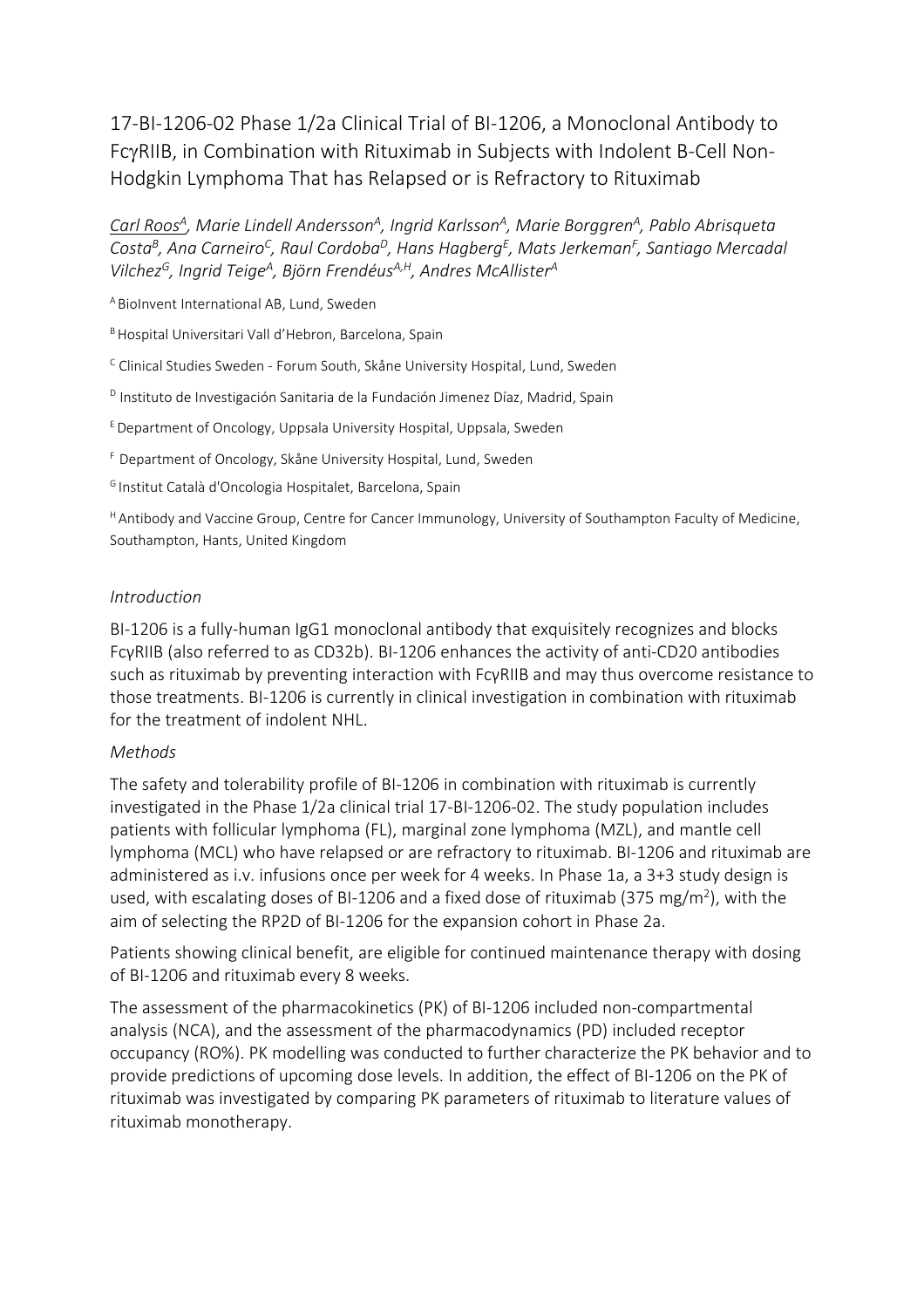# 17-BI-1206-02 Phase 1/2a Clinical Trial of BI-1206, a Monoclonal Antibody to FcγRIIB, in Combination with Rituximab in Subjects with Indolent B-Cell Non-Hodgkin Lymphoma That has Relapsed or is Refractory to Rituximab

*Carl Roos[A], Marie Lindell Andersson[A], Ingrid Karlsson[A], Marie Borggren[A], Pablo Abrisqueta Costa[B], Ana Carneiro[C], Raul Cordoba[D], Hans Hagberg[E], Mats Jerkeman[F], Santiago Mercadal Vilchez[G], Ingrid Teige[A], Björn Frendéus[A,H], Andres McAllister[A]*

[A] BioInvent International AB, Lund, Sweden

[B] Hospital Universitari Vall d'Hebron, Barcelona, Spain

[C] Clinical Studies Sweden - Forum South, Skåne University Hospital, Lund, Sweden

[D] Instituto de Investigación Sanitaria de la Fundación Jimenez Díaz, Madrid, Spain

[E] Department of Oncology, Uppsala University Hospital, Uppsala, Sweden

[F] Department of Oncology, Skåne University Hospital, Lund, Sweden

[G] Institut Català d'Oncologia Hospitalet, Barcelona, Spain

[H] Antibody and Vaccine Group, Centre for Cancer Immunology, University of Southampton Faculty of Medicine, Southampton, Hants, United Kingdom

### *Introduction*

BI-1206 is a fully-human IgG1 monoclonal antibody that exquisitely recognizes and blocks FcγRIIB (also referred to as CD32b). BI-1206 enhances the activity of anti-CD20 antibodies such as rituximab by preventing interaction with FcγRIIB and may thus overcome resistance to those treatments. BI-1206 is currently in clinical investigation in combination with rituximab for the treatment of indolent NHL.

### *Methods*

The safety and tolerability profile of BI-1206 in combination with rituximab is currently investigated in the Phase 1/2a clinical trial 17-BI-1206-02. The study population includes patients with follicular lymphoma (FL), marginal zone lymphoma (MZL), and mantle cell lymphoma (MCL) who have relapsed or are refractory to rituximab. BI-1206 and rituximab are administered as i.v. infusions once per week for 4 weeks. In Phase 1a, a 3+3 study design is used, with escalating doses of BI-1206 and a fixed dose of rituximab (375 mg/m$^2$), with the aim of selecting the RP2D of BI-1206 for the expansion cohort in Phase 2a.

Patients showing clinical benefit, are eligible for continued maintenance therapy with dosing of BI-1206 and rituximab every 8 weeks.

The assessment of the pharmacokinetics (PK) of BI-1206 included non-compartmental analysis (NCA), and the assessment of the pharmacodynamics (PD) included receptor occupancy (RO%). PK modelling was conducted to further characterize the PK behavior and to provide predictions of upcoming dose levels. In addition, the effect of BI-1206 on the PK of rituximab was investigated by comparing PK parameters of rituximab to literature values of rituximab monotherapy.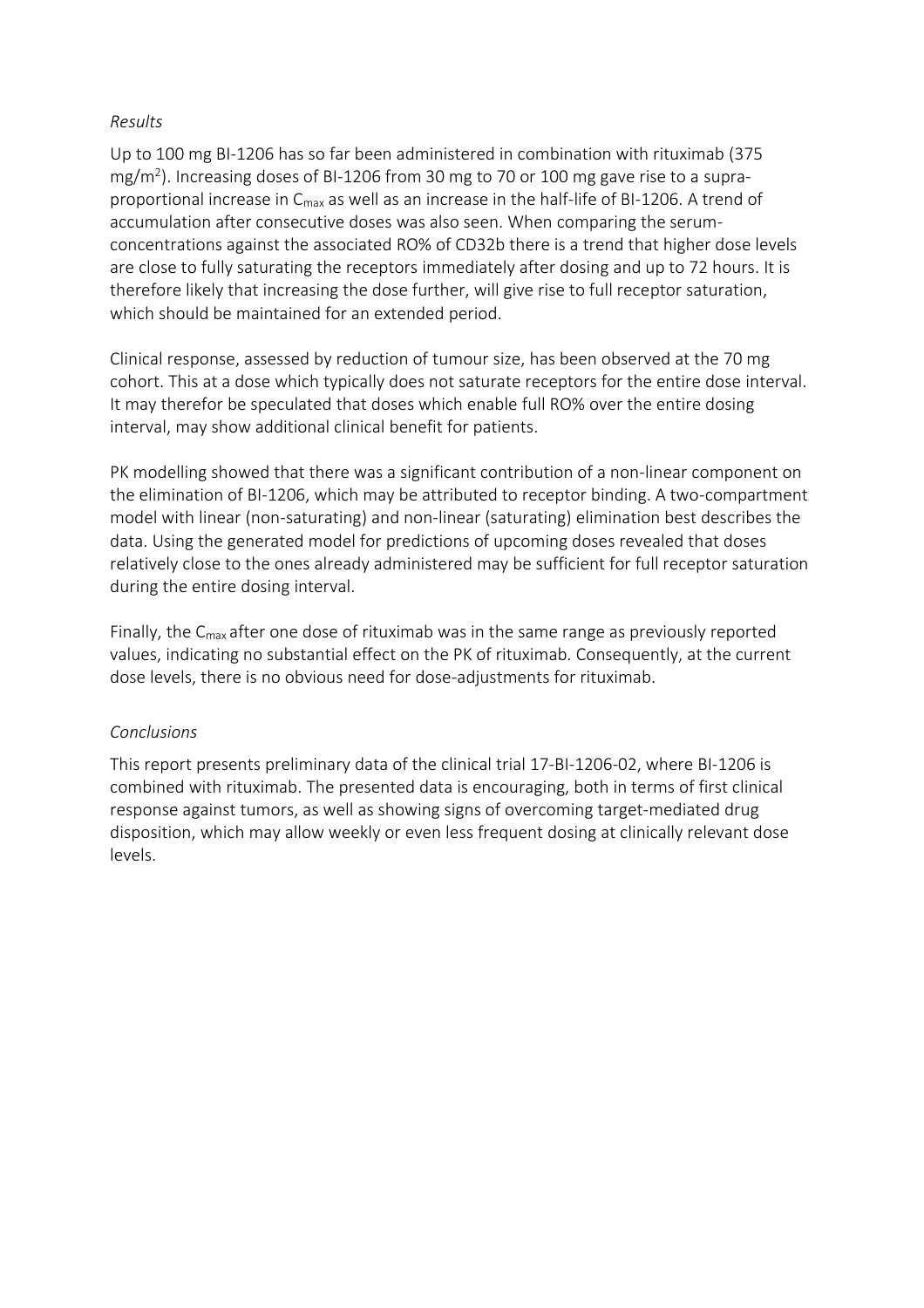*Results*

Up to 100 mg BI-1206 has so far been administered in combination with rituximab (375 $mg/m^2$). Increasing doses of BI-1206 from 30 mg to 70 or 100 mg gave rise to a supra-proportional increase in $C_{max}$ as well as an increase in the half-life of BI-1206. A trend of accumulation after consecutive doses was also seen. When comparing the serum-concentrations against the associated RO% of CD32b there is a trend that higher dose levels are close to fully saturating the receptors immediately after dosing and up to 72 hours. It is therefore likely that increasing the dose further, will give rise to full receptor saturation, which should be maintained for an extended period.

Clinical response, assessed by reduction of tumour size, has been observed at the 70 mg cohort. This at a dose which typically does not saturate receptors for the entire dose interval. It may therefor be speculated that doses which enable full RO% over the entire dosing interval, may show additional clinical benefit for patients.

PK modelling showed that there was a significant contribution of a non-linear component on the elimination of BI-1206, which may be attributed to receptor binding. A two-compartment model with linear (non-saturating) and non-linear (saturating) elimination best describes the data. Using the generated model for predictions of upcoming doses revealed that doses relatively close to the ones already administered may be sufficient for full receptor saturation during the entire dosing interval.

Finally, the $C_{max}$ after one dose of rituximab was in the same range as previously reported values, indicating no substantial effect on the PK of rituximab. Consequently, at the current dose levels, there is no obvious need for dose-adjustments for rituximab.

*Conclusions*

This report presents preliminary data of the clinical trial 17-BI-1206-02, where BI-1206 is combined with rituximab. The presented data is encouraging, both in terms of first clinical response against tumors, as well as showing signs of overcoming target-mediated drug disposition, which may allow weekly or even less frequent dosing at clinically relevant dose levels.